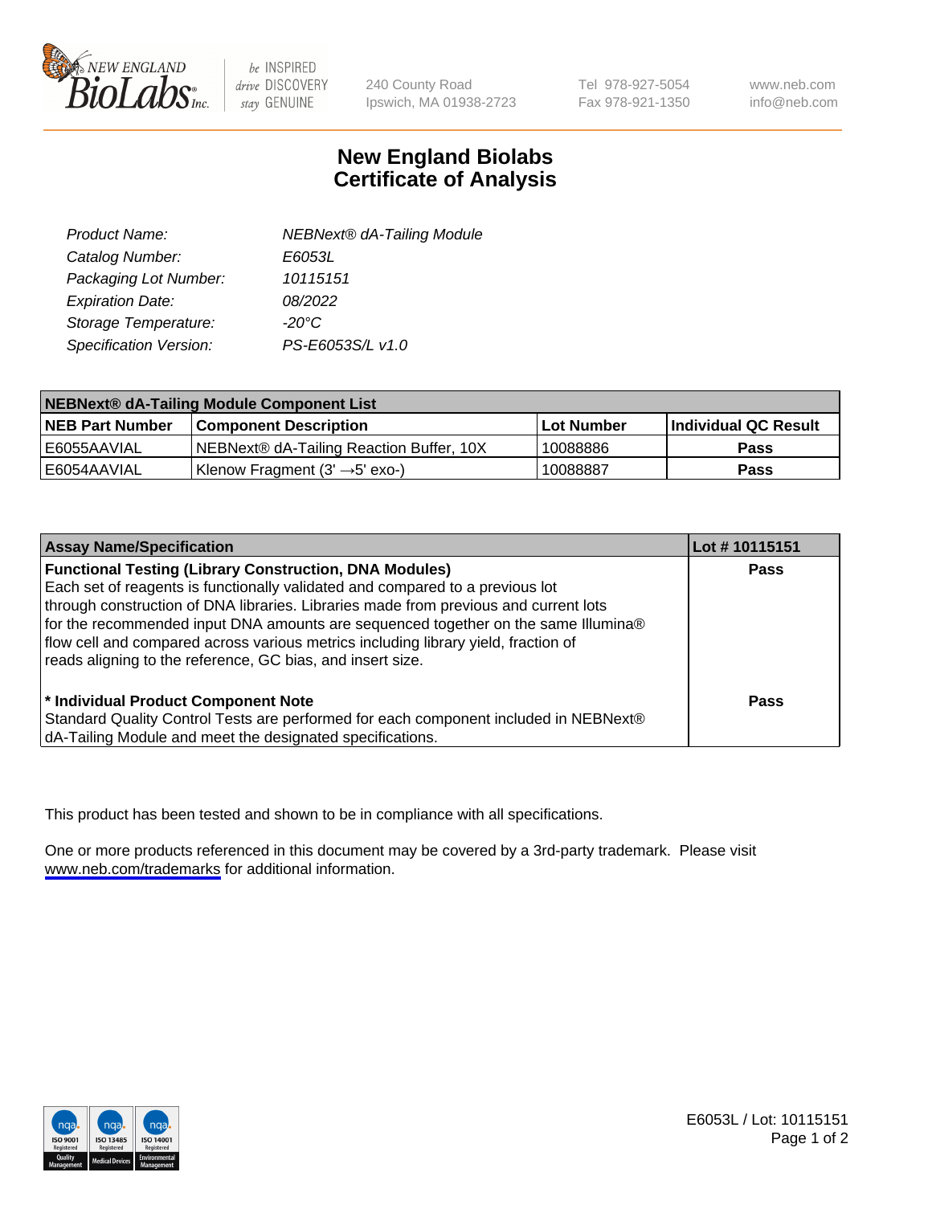# New England Biolabs Certificate of Analysis

| | |
|---|---|
| *Product Name:* | *NEBNext® dA-Tailing Module* |
| *Catalog Number:* | *E6053L* |
| *Packaging Lot Number:* | *10115151* |
| *Expiration Date:* | *08/2022* |
| *Storage Temperature:* | *-20°C* |
| *Specification Version:* | *PS-E6053S/L v1.0* |

| **NEBNext® dA-Tailing Module Component List** | | | |
|---|---|---|---|
| **NEB Part Number** | **Component Description** | **Lot Number** | **Individual QC Result** |
| E6055AAVIAL | NEBNext® dA-Tailing Reaction Buffer, 10X | 10088886 | **Pass** |
| E6054AAVIAL | Klenow Fragment (3' →5' exo-) | 10088887 | **Pass** |

| **Assay Name/Specification** | **Lot # 10115151** |
|---|---|
| **Functional Testing (Library Construction, DNA Modules)** Each set of reagents is functionally validated and compared to a previous lot through construction of DNA libraries. Libraries made from previous and current lots for the recommended input DNA amounts are sequenced together on the same Illumina® flow cell and compared across various metrics including library yield, fraction of reads aligning to the reference, GC bias, and insert size. | **Pass** |
| **\* Individual Product Component Note** Standard Quality Control Tests are performed for each component included in NEBNext® dA-Tailing Module and meet the designated specifications. | **Pass** |

This product has been tested and shown to be in compliance with all specifications.

One or more products referenced in this document may be covered by a 3rd-party trademark. Please visit www.neb.com/trademarks for additional information.

E6053L / Lot: 10115151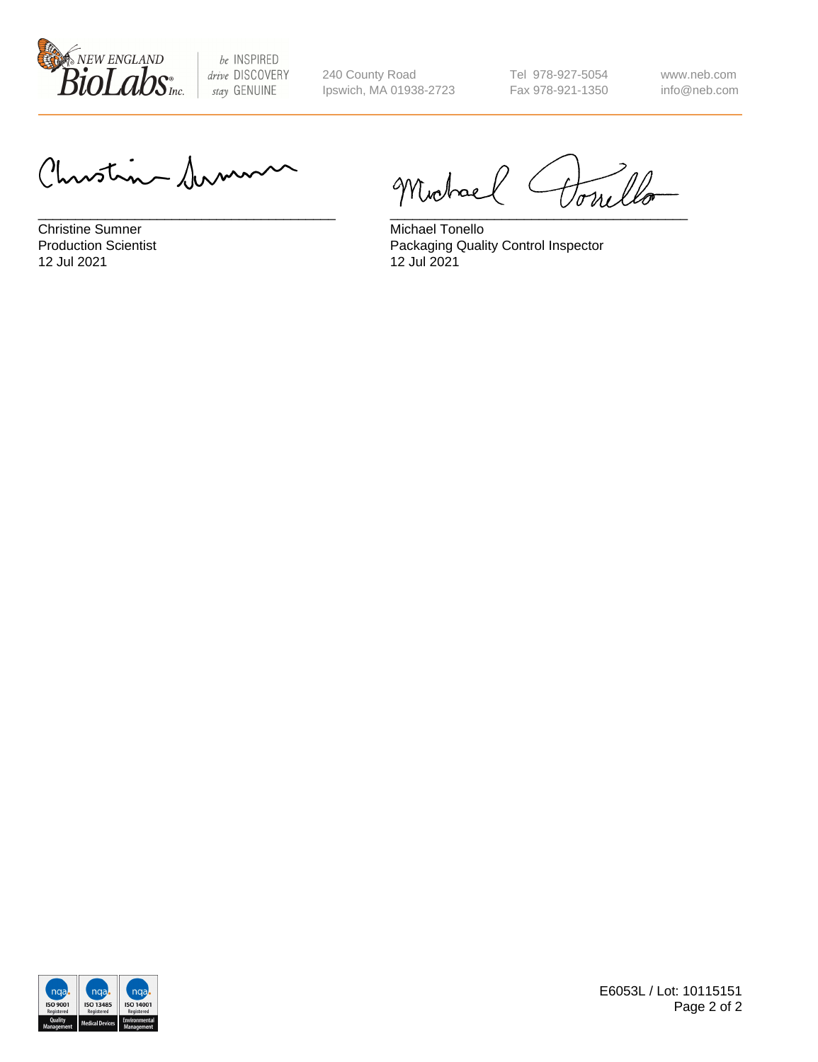Christine Sumner
Production Scientist
12 Jul 2021

Michael Tonello
Packaging Quality Control Inspector
12 Jul 2021

E6053L / Lot: 10115151